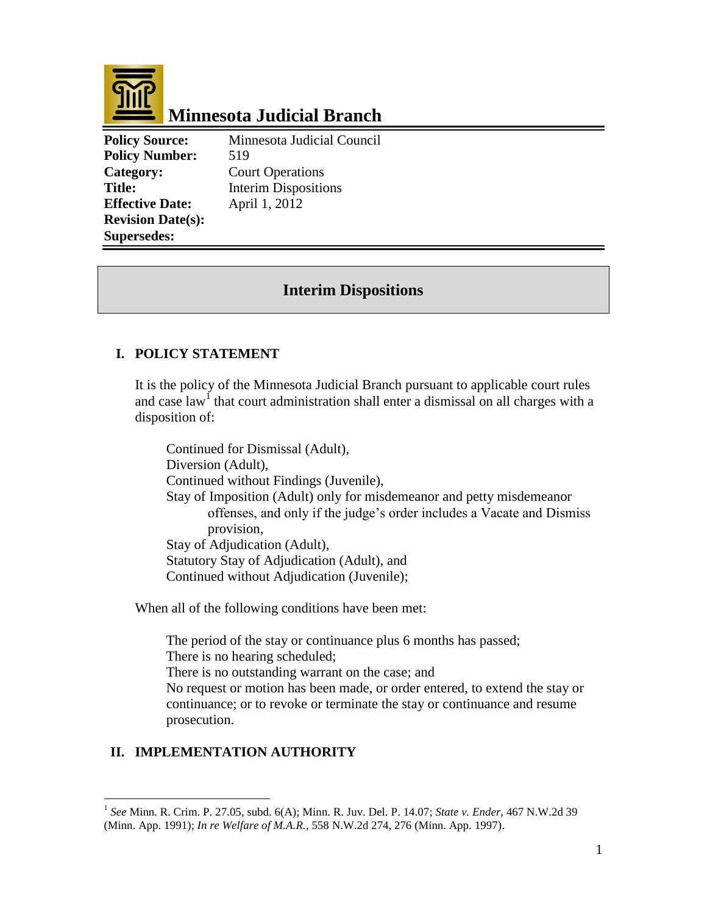# Minnesota Judicial Branch

| | |
|---|---|
| **Policy Source:** | Minnesota Judicial Council |
| **Policy Number:** | 519 |
| **Category:** | Court Operations |
| **Title:** | Interim Dispositions |
| **Effective Date:** | April 1, 2012 |
| **Revision Date(s):** | |
| **Supersedes:** | |

## Interim Dispositions

### I. POLICY STATEMENT

It is the policy of the Minnesota Judicial Branch pursuant to applicable court rules and case law[1] that court administration shall enter a dismissal on all charges with a disposition of:

> Continued for Dismissal (Adult),
> Diversion (Adult),
> Continued without Findings (Juvenile),
> Stay of Imposition (Adult) only for misdemeanor and petty misdemeanor offenses, and only if the judge's order includes a Vacate and Dismiss provision,
> Stay of Adjudication (Adult),
> Statutory Stay of Adjudication (Adult), and
> Continued without Adjudication (Juvenile);

When all of the following conditions have been met:

> The period of the stay or continuance plus 6 months has passed;
> There is no hearing scheduled;
> There is no outstanding warrant on the case; and
> No request or motion has been made, or order entered, to extend the stay or continuance; or to revoke or terminate the stay or continuance and resume prosecution.

### II. IMPLEMENTATION AUTHORITY

[1] *See* Minn. R. Crim. P. 27.05, subd. 6(A); Minn. R. Juv. Del. P. 14.07; *State v. Ender*, 467 N.W.2d 39 (Minn. App. 1991); *In re Welfare of M.A.R.*, 558 N.W.2d 274, 276 (Minn. App. 1997).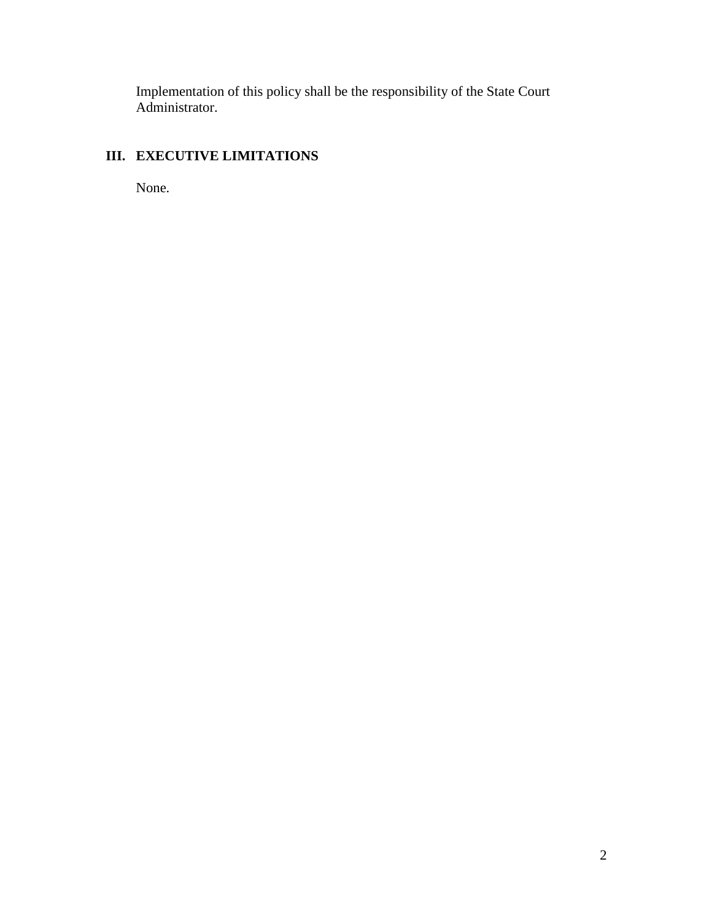Implementation of this policy shall be the responsibility of the State Court Administrator.

## III. EXECUTIVE LIMITATIONS

None.